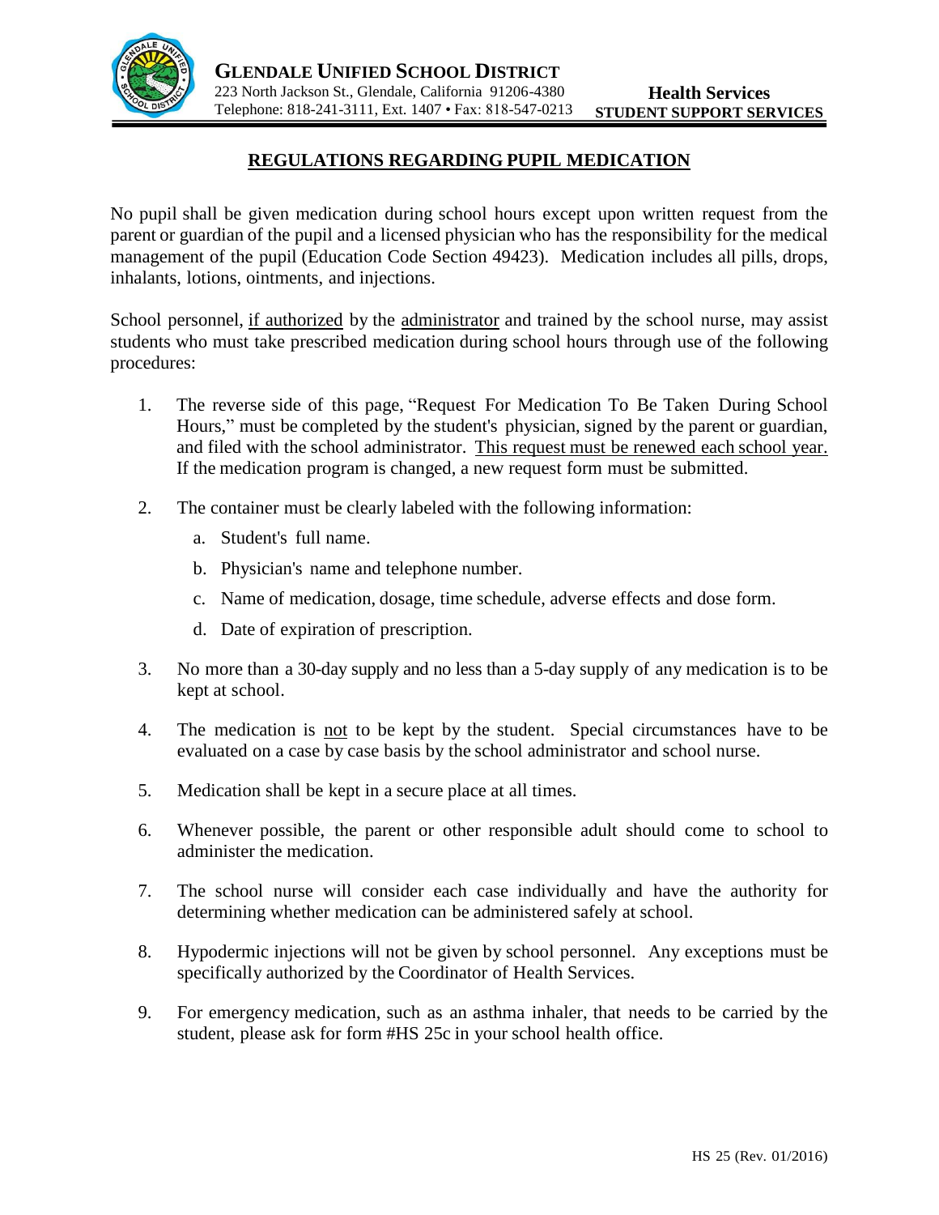**GLENDALE UNIFIED SCHOOL DISTRICT**
223 North Jackson St., Glendale, California 91206-4380
Telephone: 818-241-3111, Ext. 1407 • Fax: 818-547-0213

**Health Services**
**STUDENT SUPPORT SERVICES**

# REGULATIONS REGARDING PUPIL MEDICATION

No pupil shall be given medication during school hours except upon written request from the parent or guardian of the pupil and a licensed physician who has the responsibility for the medical management of the pupil (Education Code Section 49423). Medication includes all pills, drops, inhalants, lotions, ointments, and injections.

School personnel, if authorized by the administrator and trained by the school nurse, may assist students who must take prescribed medication during school hours through use of the following procedures:

1. The reverse side of this page, "Request For Medication To Be Taken During School Hours," must be completed by the student's physician, signed by the parent or guardian, and filed with the school administrator. This request must be renewed each school year. If the medication program is changed, a new request form must be submitted.
2. The container must be clearly labeled with the following information:
   a. Student's full name.
   b. Physician's name and telephone number.
   c. Name of medication, dosage, time schedule, adverse effects and dose form.
   d. Date of expiration of prescription.
3. No more than a 30-day supply and no less than a 5-day supply of any medication is to be kept at school.
4. The medication is not to be kept by the student. Special circumstances have to be evaluated on a case by case basis by the school administrator and school nurse.
5. Medication shall be kept in a secure place at all times.
6. Whenever possible, the parent or other responsible adult should come to school to administer the medication.
7. The school nurse will consider each case individually and have the authority for determining whether medication can be administered safely at school.
8. Hypodermic injections will not be given by school personnel. Any exceptions must be specifically authorized by the Coordinator of Health Services.
9. For emergency medication, such as an asthma inhaler, that needs to be carried by the student, please ask for form #HS 25c in your school health office.

HS 25 (Rev. 01/2016)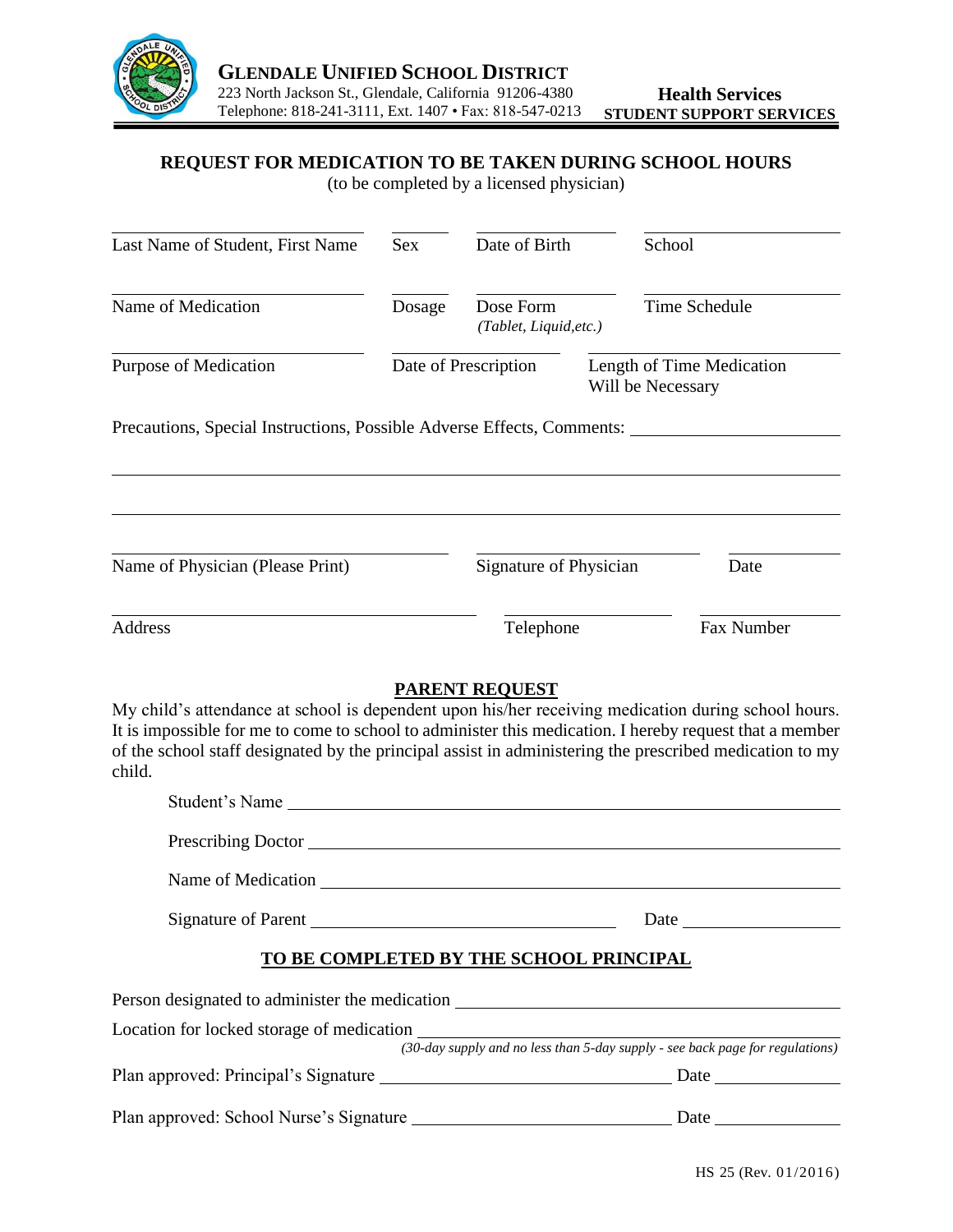**GLENDALE UNIFIED SCHOOL DISTRICT**
223 North Jackson St., Glendale, California 91206-4380
Telephone: 818-241-3111, Ext. 1407 • Fax: 818-547-0213

**Health Services**
**STUDENT SUPPORT SERVICES**

## REQUEST FOR MEDICATION TO BE TAKEN DURING SCHOOL HOURS

(to be completed by a licensed physician)

| | | | |
|---|---|---|---|
| Last Name of Student, First Name | Sex | Date of Birth | School |
| Name of Medication | Dosage | Dose Form *(Tablet, Liquid,etc.)* | Time Schedule |
| Purpose of Medication | Date of Prescription | Length of Time Medication Will be Necessary | |

Precautions, Special Instructions, Possible Adverse Effects, Comments: ______________________

______________________________________________________________________________

______________________________________________________________________________

| | | |
|---|---|---|
| Name of Physician (Please Print) | Signature of Physician | Date |
| Address | Telephone | Fax Number |

### PARENT REQUEST

My child's attendance at school is dependent upon his/her receiving medication during school hours. It is impossible for me to come to school to administer this medication. I hereby request that a member of the school staff designated by the principal assist in administering the prescribed medication to my child.

Student's Name ______________________________________________

Prescribing Doctor ______________________________________________

Name of Medication ______________________________________________

Signature of Parent ______________________________ Date ______________

### TO BE COMPLETED BY THE SCHOOL PRINCIPAL

Person designated to administer the medication ______________________________

Location for locked storage of medication ______________________________
*(30-day supply and no less than 5-day supply - see back page for regulations)*

Plan approved: Principal's Signature ______________________________ Date ______________

Plan approved: School Nurse's Signature ______________________________ Date ______________

HS 25 (Rev. 01/2016)